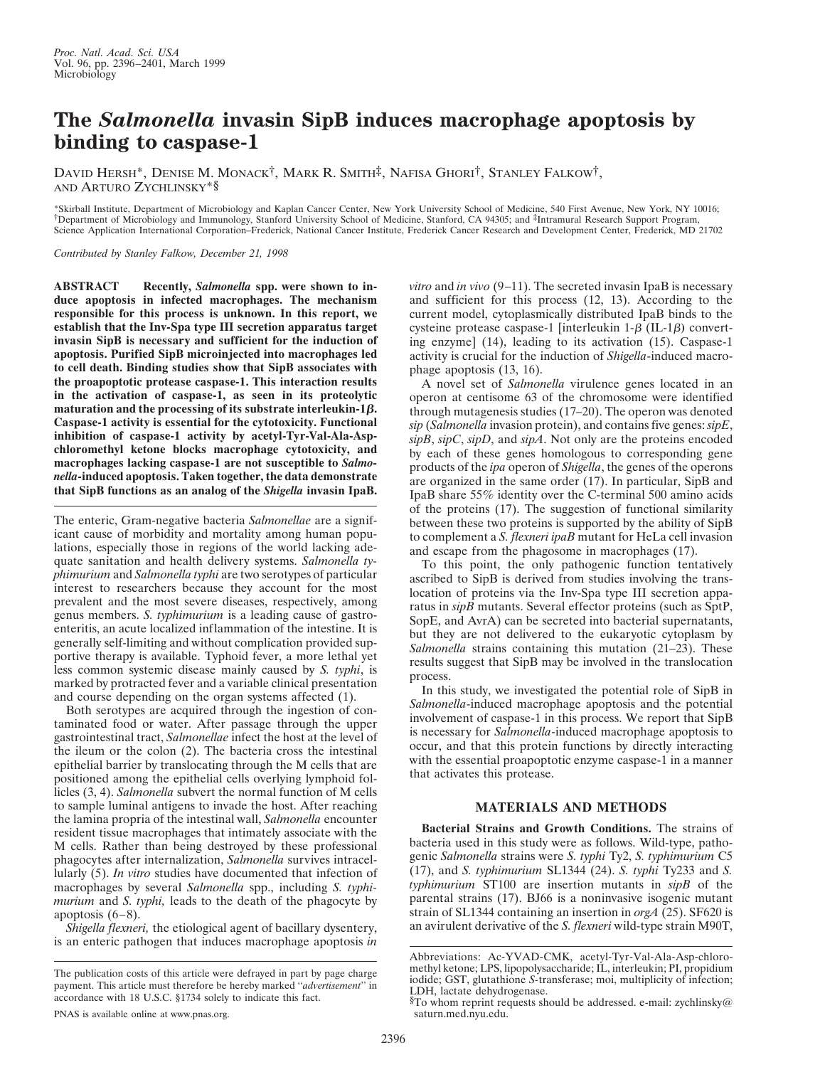# The *Salmonella* invasin SipB induces macrophage apoptosis by binding to caspase-1

David Hersh*, Denise M. Monack†, Mark R. Smith‡, Nafisa Ghori†, Stanley Falkow†, and Arturo Zychlinsky*§

*Skirball Institute, Department of Microbiology and Kaplan Cancer Center, New York University School of Medicine, 540 First Avenue, New York, NY 10016; †Department of Microbiology and Immunology, Stanford University School of Medicine, Stanford, CA 94305; and ‡Intramural Research Support Program, Science Application International Corporation–Frederick, National Cancer Institute, Frederick Cancer Research and Development Center, Frederick, MD 21702

*Contributed by Stanley Falkow, December 21, 1998*

**ABSTRACT** **Recently, *Salmonella* spp. were shown to induce apoptosis in infected macrophages. The mechanism responsible for this process is unknown. In this report, we establish that the Inv-Spa type III secretion apparatus target invasin SipB is necessary and sufficient for the induction of apoptosis. Purified SipB microinjected into macrophages led to cell death. Binding studies show that SipB associates with the proapoptotic protease caspase-1. This interaction results in the activation of caspase-1, as seen in its proteolytic maturation and the processing of its substrate interleukin-1β. Caspase-1 activity is essential for the cytotoxicity. Functional inhibition of caspase-1 activity by acetyl-Tyr-Val-Ala-Asp-chloromethyl ketone blocks macrophage cytotoxicity, and macrophages lacking caspase-1 are not susceptible to *Salmonella*-induced apoptosis. Taken together, the data demonstrate that SipB functions as an analog of the *Shigella* invasin IpaB.**

The enteric, Gram-negative bacteria *Salmonellae* are a significant cause of morbidity and mortality among human populations, especially those in regions of the world lacking adequate sanitation and health delivery systems. *Salmonella typhimurium* and *Salmonella typhi* are two serotypes of particular interest to researchers because they account for the most prevalent and the most severe diseases, respectively, among genus members. *S. typhimurium* is a leading cause of gastroenteritis, an acute localized inflammation of the intestine. It is generally self-limiting and without complication provided supportive therapy is available. Typhoid fever, a more lethal yet less common systemic disease mainly caused by *S. typhi*, is marked by protracted fever and a variable clinical presentation and course depending on the organ systems affected (1).

Both serotypes are acquired through the ingestion of contaminated food or water. After passage through the upper gastrointestinal tract, *Salmonellae* infect the host at the level of the ileum or the colon (2). The bacteria cross the intestinal epithelial barrier by translocating through the M cells that are positioned among the epithelial cells overlying lymphoid follicles (3, 4). *Salmonella* subvert the normal function of M cells to sample luminal antigens to invade the host. After reaching the lamina propria of the intestinal wall, *Salmonella* encounter resident tissue macrophages that intimately associate with the M cells. Rather than being destroyed by these professional phagocytes after internalization, *Salmonella* survives intracellularly (5). *In vitro* studies have documented that infection of macrophages by several *Salmonella* spp., including *S. typhimurium* and *S. typhi,* leads to the death of the phagocyte by apoptosis (6–8).

*Shigella flexneri,* the etiological agent of bacillary dysentery, is an enteric pathogen that induces macrophage apoptosis *in vitro* and *in vivo* (9–11). The secreted invasin IpaB is necessary and sufficient for this process (12, 13). According to the current model, cytoplasmically distributed IpaB binds to the cysteine protease caspase-1 [interleukin 1-β (IL-1β) converting enzyme] (14), leading to its activation (15). Caspase-1 activity is crucial for the induction of *Shigella*-induced macrophage apoptosis (13, 16).

A novel set of *Salmonella* virulence genes located in an operon at centisome 63 of the chromosome were identified through mutagenesis studies (17–20). The operon was denoted *sip* (*Salmonella* invasion protein), and contains five genes: *sipE*, *sipB*, *sipC*, *sipD*, and *sipA*. Not only are the proteins encoded by each of these genes homologous to corresponding gene products of the *ipa* operon of *Shigella*, the genes of the operons are organized in the same order (17). In particular, SipB and IpaB share 55% identity over the C-terminal 500 amino acids of the proteins (17). The suggestion of functional similarity between these two proteins is supported by the ability of SipB to complement a *S. flexneri ipaB* mutant for HeLa cell invasion and escape from the phagosome in macrophages (17).

To this point, the only pathogenic function tentatively ascribed to SipB is derived from studies involving the translocation of proteins via the Inv-Spa type III secretion apparatus in *sipB* mutants. Several effector proteins (such as SptP, SopE, and AvrA) can be secreted into bacterial supernatants, but they are not delivered to the eukaryotic cytoplasm by *Salmonella* strains containing this mutation (21–23). These results suggest that SipB may be involved in the translocation process.

In this study, we investigated the potential role of SipB in *Salmonella*-induced macrophage apoptosis and the potential involvement of caspase-1 in this process. We report that SipB is necessary for *Salmonella*-induced macrophage apoptosis to occur, and that this protein functions by directly interacting with the essential proapoptotic enzyme caspase-1 in a manner that activates this protease.

## MATERIALS AND METHODS

**Bacterial Strains and Growth Conditions.** The strains of bacteria used in this study were as follows. Wild-type, pathogenic *Salmonella* strains were *S. typhi* Ty2, *S. typhimurium* C5 (17), and *S. typhimurium* SL1344 (24). *S. typhi* Ty233 and *S. typhimurium* ST100 are insertion mutants in *sipB* of the parental strains (17). BJ66 is a noninvasive isogenic mutant strain of SL1344 containing an insertion in *orgA* (25). SF620 is an avirulent derivative of the *S. flexneri* wild-type strain M90T,

The publication costs of this article were defrayed in part by page charge payment. This article must therefore be hereby marked "*advertisement*" in accordance with 18 U.S.C. §1734 solely to indicate this fact.

PNAS is available online at www.pnas.org.

Abbreviations: Ac-YVAD-CMK, acetyl-Tyr-Val-Ala-Asp-chloromethyl ketone; LPS, lipopolysaccharide; IL, interleukin; PI, propidium iodide; GST, glutathione *S*-transferase; moi, multiplicity of infection; LDH, lactate dehydrogenase.

§To whom reprint requests should be addressed. e-mail: zychlinsky@saturn.med.nyu.edu.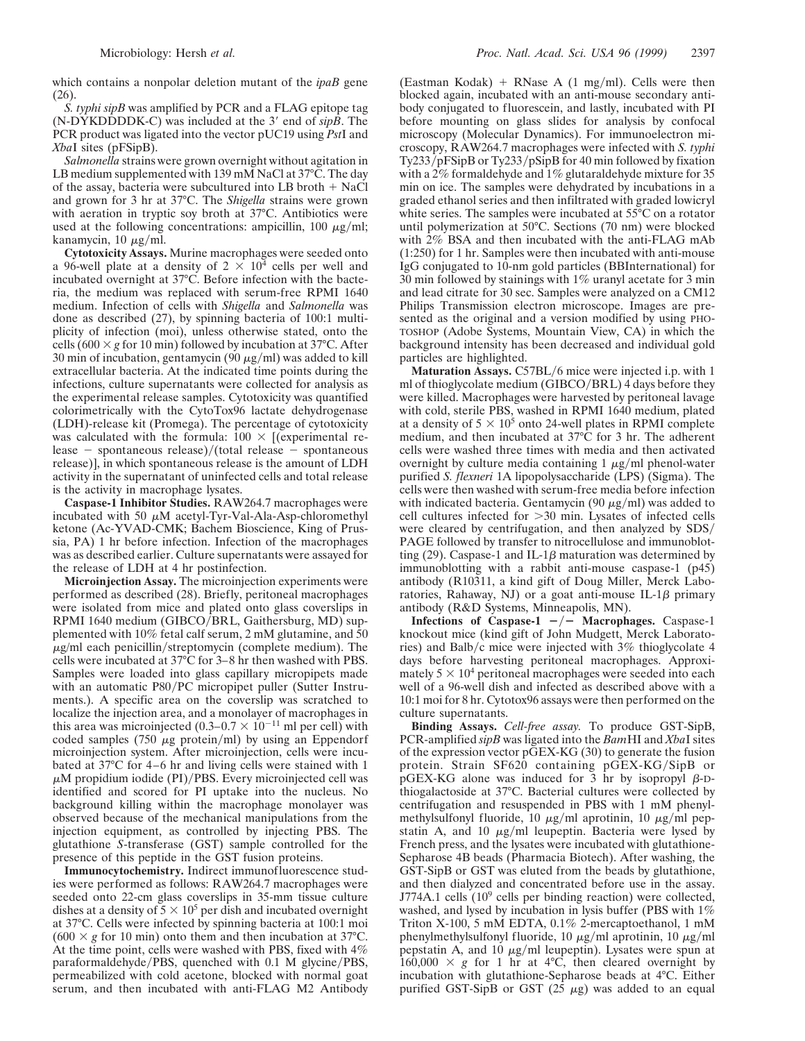which contains a nonpolar deletion mutant of the *ipaB* gene (26).

*S. typhi sipB* was amplified by PCR and a FLAG epitope tag (N-DYKDDDDK-C) was included at the 3′ end of *sipB*. The PCR product was ligated into the vector pUC19 using *Pst*I and *Xba*I sites (pFSipB).

*Salmonella* strains were grown overnight without agitation in LB medium supplemented with 139 mM NaCl at 37°C. The day of the assay, bacteria were subcultured into LB broth + NaCl and grown for 3 hr at 37°C. The *Shigella* strains were grown with aeration in tryptic soy broth at 37°C. Antibiotics were used at the following concentrations: ampicillin, 100 μg/ml; kanamycin, 10 μg/ml.

**Cytotoxicity Assays.** Murine macrophages were seeded onto a 96-well plate at a density of $2 \times 10^4$ cells per well and incubated overnight at 37°C. Before infection with the bacteria, the medium was replaced with serum-free RPMI 1640 medium. Infection of cells with *Shigella* and *Salmonella* was done as described (27), by spinning bacteria of 100:1 multiplicity of infection (moi), unless otherwise stated, onto the cells ($600 \times g$ for 10 min) followed by incubation at 37°C. After 30 min of incubation, gentamycin (90 μg/ml) was added to kill extracellular bacteria. At the indicated time points during the infections, culture supernatants were collected for analysis as the experimental release samples. Cytotoxicity was quantified colorimetrically with the CytoTox96 lactate dehydrogenase (LDH)-release kit (Promega). The percentage of cytotoxicity was calculated with the formula: $100 \times$ [(experimental release − spontaneous release)/(total release − spontaneous release)], in which spontaneous release is the amount of LDH activity in the supernatant of uninfected cells and total release is the activity in macrophage lysates.

**Caspase-1 Inhibitor Studies.** RAW264.7 macrophages were incubated with 50 μM acetyl-Tyr-Val-Ala-Asp-chloromethyl ketone (Ac-YVAD-CMK; Bachem Bioscience, King of Prussia, PA) 1 hr before infection. Infection of the macrophages was as described earlier. Culture supernatants were assayed for the release of LDH at 4 hr postinfection.

**Microinjection Assay.** The microinjection experiments were performed as described (28). Briefly, peritoneal macrophages were isolated from mice and plated onto glass coverslips in RPMI 1640 medium (GIBCO/BRL, Gaithersburg, MD) supplemented with 10% fetal calf serum, 2 mM glutamine, and 50 μg/ml each penicillin/streptomycin (complete medium). The cells were incubated at 37°C for 3–8 hr then washed with PBS. Samples were loaded into glass capillary micropipets made with an automatic P80/PC micropipet puller (Sutter Instruments.). A specific area on the coverslip was scratched to localize the injection area, and a monolayer of macrophages in this area was microinjected ($0.3–0.7 \times 10^{-11}$ ml per cell) with coded samples (750 μg protein/ml) by using an Eppendorf microinjection system. After microinjection, cells were incubated at 37°C for 4–6 hr and living cells were stained with 1 μM propidium iodide (PI)/PBS. Every microinjected cell was identified and scored for PI uptake into the nucleus. No background killing within the macrophage monolayer was observed because of the mechanical manipulations from the injection equipment, as controlled by injecting PBS. The glutathione *S*-transferase (GST) sample controlled for the presence of this peptide in the GST fusion proteins.

**Immunocytochemistry.** Indirect immunofluorescence studies were performed as follows: RAW264.7 macrophages were seeded onto 22-cm glass coverslips in 35-mm tissue culture dishes at a density of $5 \times 10^5$ per dish and incubated overnight at 37°C. Cells were infected by spinning bacteria at 100:1 moi ($600 \times g$ for 10 min) onto them and then incubation at 37°C. At the time point, cells were washed with PBS, fixed with 4% paraformaldehyde/PBS, quenched with 0.1 M glycine/PBS, permeabilized with cold acetone, blocked with normal goat serum, and then incubated with anti-FLAG M2 Antibody (Eastman Kodak) + RNase A (1 mg/ml). Cells were then blocked again, incubated with an anti-mouse secondary antibody conjugated to fluorescein, and lastly, incubated with PI before mounting on glass slides for analysis by confocal microscopy (Molecular Dynamics). For immunoelectron microscopy, RAW264.7 macrophages were infected with *S. typhi* Ty233/pFSipB or Ty233/pSipB for 40 min followed by fixation with a 2% formaldehyde and 1% glutaraldehyde mixture for 35 min on ice. The samples were dehydrated by incubations in a graded ethanol series and then infiltrated with graded lowicryl white series. The samples were incubated at 55°C on a rotator until polymerization at 50°C. Sections (70 nm) were blocked with 2% BSA and then incubated with the anti-FLAG mAb (1:250) for 1 hr. Samples were then incubated with anti-mouse IgG conjugated to 10-nm gold particles (BBInternational) for 30 min followed by stainings with 1% uranyl acetate for 3 min and lead citrate for 30 sec. Samples were analyzed on a CM12 Philips Transmission electron microscope. Images are presented as the original and a version modified by using PHOTOSHOP (Adobe Systems, Mountain View, CA) in which the background intensity has been decreased and individual gold particles are highlighted.

**Maturation Assays.** C57BL/6 mice were injected i.p. with 1 ml of thioglycolate medium (GIBCO/BRL) 4 days before they were killed. Macrophages were harvested by peritoneal lavage with cold, sterile PBS, washed in RPMI 1640 medium, plated at a density of $5 \times 10^5$ onto 24-well plates in RPMI complete medium, and then incubated at 37°C for 3 hr. The adherent cells were washed three times with media and then activated overnight by culture media containing 1 μg/ml phenol-water purified *S. flexneri* 1A lipopolysaccharide (LPS) (Sigma). The cells were then washed with serum-free media before infection with indicated bacteria. Gentamycin (90 μg/ml) was added to cell cultures infected for >30 min. Lysates of infected cells were cleared by centrifugation, and then analyzed by SDS/PAGE followed by transfer to nitrocellulose and immunoblotting (29). Caspase-1 and IL-1β maturation was determined by immunoblotting with a rabbit anti-mouse caspase-1 (p45) antibody (R10311, a kind gift of Doug Miller, Merck Laboratories, Rahaway, NJ) or a goat anti-mouse IL-1β primary antibody (R&D Systems, Minneapolis, MN).

**Infections of Caspase-1 −/− Macrophages.** Caspase-1 knockout mice (kind gift of John Mudgett, Merck Laboratories) and Balb/c mice were injected with 3% thioglycolate 4 days before harvesting peritoneal macrophages. Approximately $5 \times 10^4$ peritoneal macrophages were seeded into each well of a 96-well dish and infected as described above with a 10:1 moi for 8 hr. Cytotox96 assays were then performed on the culture supernatants.

**Binding Assays.** *Cell-free assay.* To produce GST-SipB, PCR-amplified *sipB* was ligated into the *Bam*HI and *Xba*I sites of the expression vector pGEX-KG (30) to generate the fusion protein. Strain SF620 containing pGEX-KG/SipB or pGEX-KG alone was induced for 3 hr by isopropyl β-D-thiogalactoside at 37°C. Bacterial cultures were collected by centrifugation and resuspended in PBS with 1 mM phenylmethylsulfonyl fluoride, 10 μg/ml aprotinin, 10 μg/ml pepstatin A, and 10 μg/ml leupeptin. Bacteria were lysed by French press, and the lysates were incubated with glutathione-Sepharose 4B beads (Pharmacia Biotech). After washing, the GST-SipB or GST was eluted from the beads by glutathione, and then dialyzed and concentrated before use in the assay. J774A.1 cells ($10^9$ cells per binding reaction) were collected, washed, and lysed by incubation in lysis buffer (PBS with 1% Triton X-100, 5 mM EDTA, 0.1% 2-mercaptoethanol, 1 mM phenylmethylsulfonyl fluoride, 10 μg/ml aprotinin, 10 μg/ml pepstatin A, and 10 μg/ml leupeptin). Lysates were spun at $160{,}000 \times g$ for 1 hr at 4°C, then cleared overnight by incubation with glutathione-Sepharose beads at 4°C. Either purified GST-SipB or GST (25 μg) was added to an equal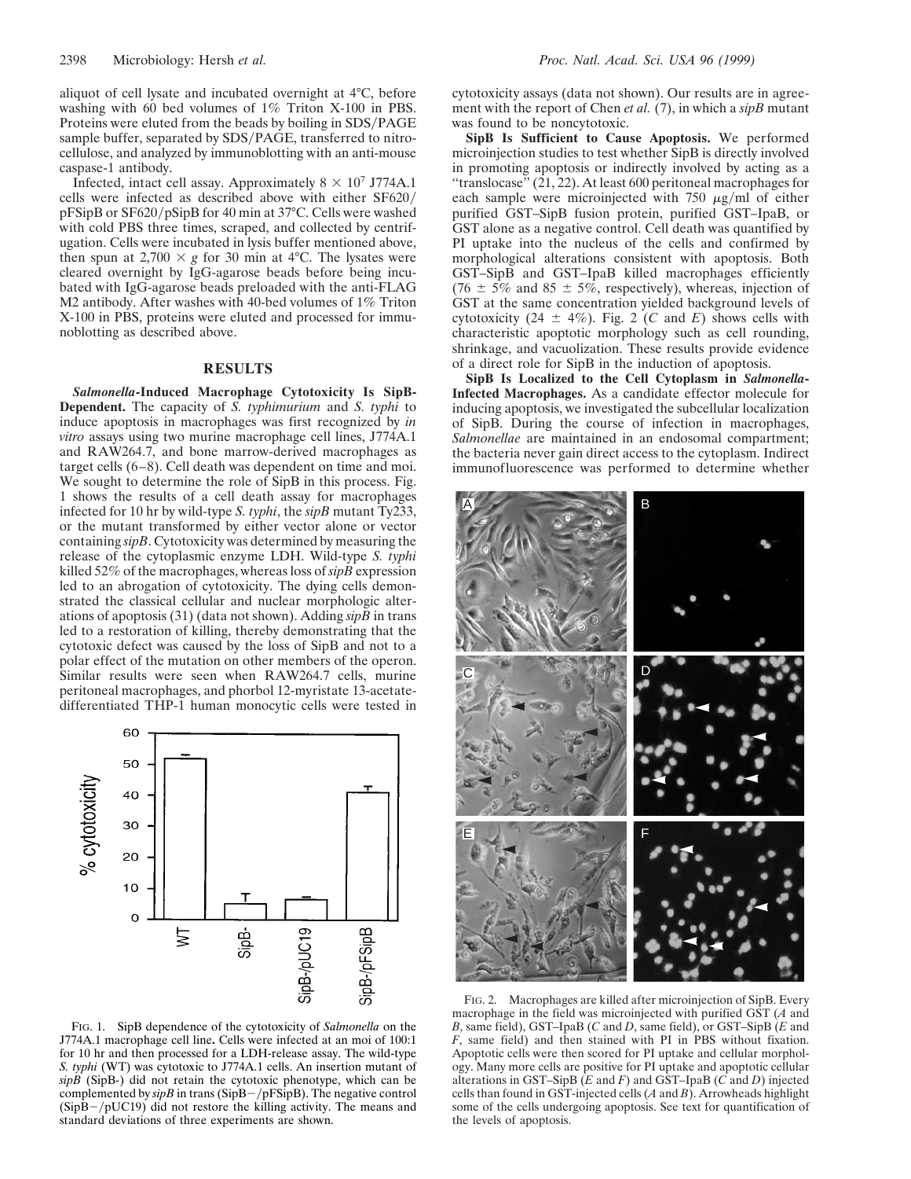aliquot of cell lysate and incubated overnight at 4°C, before washing with 60 bed volumes of 1% Triton X-100 in PBS. Proteins were eluted from the beads by boiling in SDS/PAGE sample buffer, separated by SDS/PAGE, transferred to nitrocellulose, and analyzed by immunoblotting with an anti-mouse caspase-1 antibody.

Infected, intact cell assay. Approximately $8 \times 10^7$ J774A.1 cells were infected as described above with either SF620/pFSipB or SF620/pSipB for 40 min at 37°C. Cells were washed with cold PBS three times, scraped, and collected by centrifugation. Cells were incubated in lysis buffer mentioned above, then spun at $2,700 \times g$ for 30 min at 4°C. The lysates were cleared overnight by IgG-agarose beads before being incubated with IgG-agarose beads preloaded with the anti-FLAG M2 antibody. After washes with 40-bed volumes of 1% Triton X-100 in PBS, proteins were eluted and processed for immunoblotting as described above.

## RESULTS

***Salmonella*-Induced Macrophage Cytotoxicity Is SipB-Dependent.** The capacity of *S. typhimurium* and *S. typhi* to induce apoptosis in macrophages was first recognized by *in vitro* assays using two murine macrophage cell lines, J774A.1 and RAW264.7, and bone marrow-derived macrophages as target cells (6–8). Cell death was dependent on time and moi. We sought to determine the role of SipB in this process. Fig. 1 shows the results of a cell death assay for macrophages infected for 10 hr by wild-type *S. typhi*, the *sipB* mutant Ty233, or the mutant transformed by either vector alone or vector containing *sipB*. Cytotoxicity was determined by measuring the release of the cytoplasmic enzyme LDH. Wild-type *S. typhi* killed 52% of the macrophages, whereas loss of *sipB* expression led to an abrogation of cytotoxicity. The dying cells demonstrated the classical cellular and nuclear morphologic alterations of apoptosis (31) (data not shown). Adding *sipB* in trans led to a restoration of killing, thereby demonstrating that the cytotoxic defect was caused by the loss of SipB and not to a polar effect of the mutation on other members of the operon. Similar results were seen when RAW264.7 cells, murine peritoneal macrophages, and phorbol 12-myristate 13-acetate-differentiated THP-1 human monocytic cells were tested in cytotoxicity assays (data not shown). Our results are in agreement with the report of Chen *et al.* (7), in which a *sipB* mutant was found to be noncytotoxic.

FIG. 1. SipB dependence of the cytotoxicity of *Salmonella* on the J774A.1 macrophage cell line**.** Cells were infected at an moi of 100:1 for 10 hr and then processed for a LDH-release assay. The wild-type *S. typhi* (WT) was cytotoxic to J774A.1 cells. An insertion mutant of *sipB* (SipB-) did not retain the cytotoxic phenotype, which can be complemented by *sipB* in trans (SipB−/pFSipB). The negative control (SipB−/pUC19) did not restore the killing activity. The means and standard deviations of three experiments are shown.

**SipB Is Sufficient to Cause Apoptosis.** We performed microinjection studies to test whether SipB is directly involved in promoting apoptosis or indirectly involved by acting as a "translocase" (21, 22). At least 600 peritoneal macrophages for each sample were microinjected with 750 μg/ml of either purified GST–SipB fusion protein, purified GST–IpaB, or GST alone as a negative control. Cell death was quantified by PI uptake into the nucleus of the cells and confirmed by morphological alterations consistent with apoptosis. Both GST–SipB and GST–IpaB killed macrophages efficiently (76 ± 5% and 85 ± 5%, respectively), whereas, injection of GST at the same concentration yielded background levels of cytotoxicity (24 ± 4%). Fig. 2 (*C* and *E*) shows cells with characteristic apoptotic morphology such as cell rounding, shrinkage, and vacuolization. These results provide evidence of a direct role for SipB in the induction of apoptosis.

**SipB Is Localized to the Cell Cytoplasm in *Salmonella*-Infected Macrophages.** As a candidate effector molecule for inducing apoptosis, we investigated the subcellular localization of SipB. During the course of infection in macrophages, *Salmonellae* are maintained in an endosomal compartment; the bacteria never gain direct access to the cytoplasm. Indirect immunofluorescence was performed to determine whether

FIG. 2. Macrophages are killed after microinjection of SipB. Every macrophage in the field was microinjected with purified GST (*A* and *B*, same field), GST–IpaB (*C* and *D*, same field), or GST–SipB (*E* and *F*, same field) and then stained with PI in PBS without fixation. Apoptotic cells were then scored for PI uptake and cellular morphology. Many more cells are positive for PI uptake and apoptotic cellular alterations in GST–SipB (*E* and *F*) and GST–IpaB (*C* and *D*) injected cells than found in GST-injected cells (*A* and *B*). Arrowheads highlight some of the cells undergoing apoptosis. See text for quantification of the levels of apoptosis.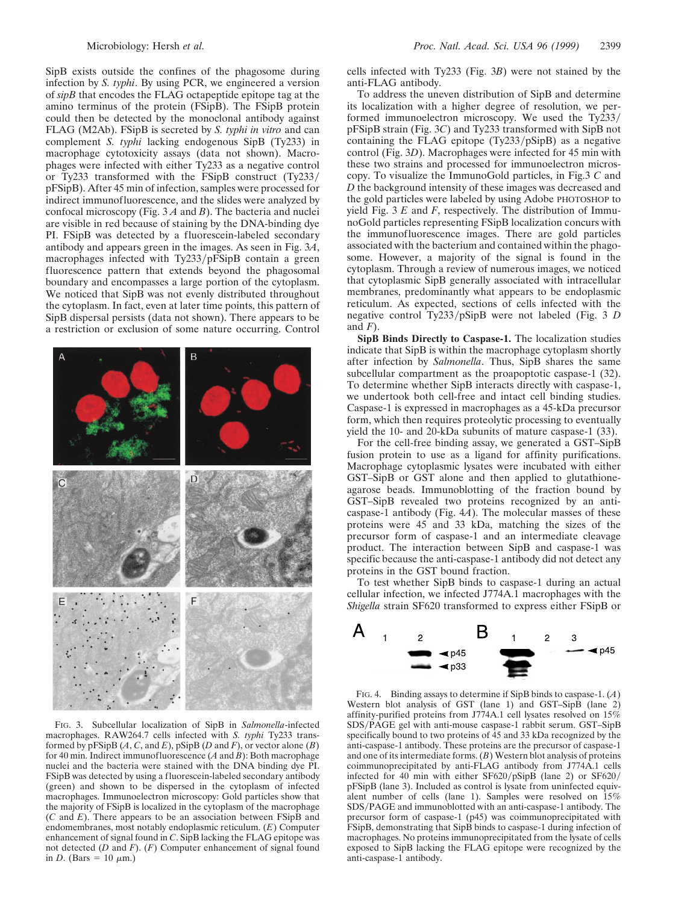SipB exists outside the confines of the phagosome during infection by *S. typhi*. By using PCR, we engineered a version of *sipB* that encodes the FLAG octapeptide epitope tag at the amino terminus of the protein (FSipB). The FSipB protein could then be detected by the monoclonal antibody against FLAG (M2Ab). FSipB is secreted by *S. typhi in vitro* and can complement *S. typhi* lacking endogenous SipB (Ty233) in macrophage cytotoxicity assays (data not shown). Macrophages were infected with either Ty233 as a negative control or Ty233 transformed with the FSipB construct (Ty233/pFSipB). After 45 min of infection, samples were processed for indirect immunofluorescence, and the slides were analyzed by confocal microscopy (Fig. 3 *A* and *B*). The bacteria and nuclei are visible in red because of staining by the DNA-binding dye PI. FSipB was detected by a fluorescein-labeled secondary antibody and appears green in the images. As seen in Fig. 3*A*, macrophages infected with Ty233/pFSipB contain a green fluorescence pattern that extends beyond the phagosomal boundary and encompasses a large portion of the cytoplasm. We noticed that SipB was not evenly distributed throughout the cytoplasm. In fact, even at later time points, this pattern of SipB dispersal persists (data not shown). There appears to be a restriction or exclusion of some nature occurring. Control cells infected with Ty233 (Fig. 3*B*) were not stained by the anti-FLAG antibody.

FIG. 3. Subcellular localization of SipB in *Salmonella*-infected macrophages. RAW264.7 cells infected with *S. typhi* Ty233 transformed by pFSipB (*A*, *C*, and *E*), pSipB (*D* and *F*), or vector alone (*B*) for 40 min. Indirect immunofluorescence (*A* and *B*): Both macrophage nuclei and the bacteria were stained with the DNA binding dye PI. FSipB was detected by using a fluorescein-labeled secondary antibody (green) and shown to be dispersed in the cytoplasm of infected macrophages. Immunoelectron microscopy: Gold particles show that the majority of FSipB is localized in the cytoplasm of the macrophage (*C* and *E*). There appears to be an association between FSipB and endomembranes, most notably endoplasmic reticulum. (*E*) Computer enhancement of signal found in *C*. SipB lacking the FLAG epitope was not detected (*D* and *F*). (*F*) Computer enhancement of signal found in *D*. (Bars = 10 μm.)

To address the uneven distribution of SipB and determine its localization with a higher degree of resolution, we performed immunoelectron microscopy. We used the Ty233/pFSipB strain (Fig. 3*C*) and Ty233 transformed with SipB not containing the FLAG epitope (Ty233/pSipB) as a negative control (Fig. 3*D*). Macrophages were infected for 45 min with these two strains and processed for immunoelectron microscopy. To visualize the ImmunoGold particles, in Fig.3 *C* and *D* the background intensity of these images was decreased and the gold particles were labeled by using Adobe PHOTOSHOP to yield Fig. 3 *E* and *F*, respectively. The distribution of ImmunoGold particles representing FSipB localization concurs with the immunofluorescence images. There are gold particles associated with the bacterium and contained within the phagosome. However, a majority of the signal is found in the cytoplasm. Through a review of numerous images, we noticed that cytoplasmic SipB generally associated with intracellular membranes, predominantly what appears to be endoplasmic reticulum. As expected, sections of cells infected with the negative control Ty233/pSipB were not labeled (Fig. 3 *D* and *F*).

**SipB Binds Directly to Caspase-1.** The localization studies indicate that SipB is within the macrophage cytoplasm shortly after infection by *Salmonella*. Thus, SipB shares the same subcellular compartment as the proapoptotic caspase-1 (32). To determine whether SipB interacts directly with caspase-1, we undertook both cell-free and intact cell binding studies. Caspase-1 is expressed in macrophages as a 45-kDa precursor form, which then requires proteolytic processing to eventually yield the 10- and 20-kDa subunits of mature caspase-1 (33).

For the cell-free binding assay, we generated a GST–SipB fusion protein to use as a ligand for affinity purifications. Macrophage cytoplasmic lysates were incubated with either GST–SipB or GST alone and then applied to glutathione-agarose beads. Immunoblotting of the fraction bound by GST–SipB revealed two proteins recognized by an anti-caspase-1 antibody (Fig. 4*A*). The molecular masses of these proteins were 45 and 33 kDa, matching the sizes of the precursor form of caspase-1 and an intermediate cleavage product. The interaction between SipB and caspase-1 was specific because the anti-caspase-1 antibody did not detect any proteins in the GST bound fraction.

To test whether SipB binds to caspase-1 during an actual cellular infection, we infected J774A.1 macrophages with the *Shigella* strain SF620 transformed to express either FSipB or

FIG. 4. Binding assays to determine if SipB binds to caspase-1. (*A*) Western blot analysis of GST (lane 1) and GST–SipB (lane 2) affinity-purified proteins from J774A.1 cell lysates resolved on 15% SDS/PAGE gel with anti-mouse caspase-1 rabbit serum. GST–SipB specifically bound to two proteins of 45 and 33 kDa recognized by the anti-caspase-1 antibody. These proteins are the precursor of caspase-1 and one of its intermediate forms. (*B*) Western blot analysis of proteins coimmunoprecipitated by anti-FLAG antibody from J774A.1 cells infected for 40 min with either SF620/pSipB (lane 2) or SF620/pFSipB (lane 3). Included as control is lysate from uninfected equivalent number of cells (lane 1). Samples were resolved on 15% SDS/PAGE and immunoblotted with an anti-caspase-1 antibody. The precursor form of caspase-1 (p45) was coimmunoprecipitated with FSipB, demonstrating that SipB binds to caspase-1 during infection of macrophages. No proteins immunoprecipitated from the lysate of cells exposed to SipB lacking the FLAG epitope were recognized by the anti-caspase-1 antibody.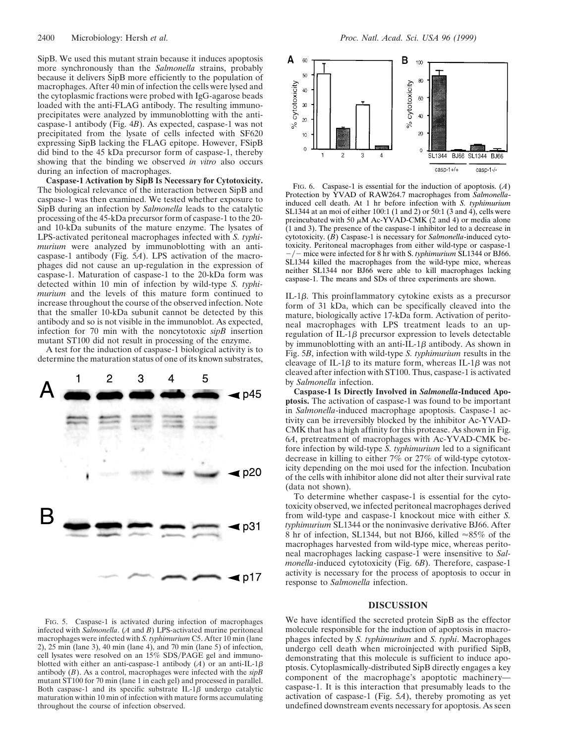SipB. We used this mutant strain because it induces apoptosis more synchronously than the *Salmonella* strains, probably because it delivers SipB more efficiently to the population of macrophages. After 40 min of infection the cells were lysed and the cytoplasmic fractions were probed with IgG-agarose beads loaded with the anti-FLAG antibody. The resulting immunoprecipitates were analyzed by immunoblotting with the anti-caspase-1 antibody (Fig. 4*B*). As expected, caspase-1 was not precipitated from the lysate of cells infected with SF620 expressing SipB lacking the FLAG epitope. However, FSipB did bind to the 45 kDa precursor form of caspase-1, thereby showing that the binding we observed *in vitro* also occurs during an infection of macrophages.

**Caspase-1 Activation by SipB Is Necessary for Cytotoxicity.** The biological relevance of the interaction between SipB and caspase-1 was then examined. We tested whether exposure to SipB during an infection by *Salmonella* leads to the catalytic processing of the 45-kDa precursor form of caspase-1 to the 20- and 10-kDa subunits of the mature enzyme. The lysates of LPS-activated peritoneal macrophages infected with *S. typhimurium* were analyzed by immunoblotting with an anti-caspase-1 antibody (Fig. 5*A*). LPS activation of the macrophages did not cause an up-regulation in the expression of caspase-1. Maturation of caspase-1 to the 20-kDa form was detected within 10 min of infection by wild-type *S. typhimurium* and the levels of this mature form continued to increase throughout the course of the observed infection. Note that the smaller 10-kDa subunit cannot be detected by this antibody and so is not visible in the immunoblot. As expected, infection for 70 min with the noncytotoxic *sipB* insertion mutant ST100 did not result in processing of the enzyme.

A test for the induction of caspase-1 biological activity is to determine the maturation status of one of its known substrates, IL-1β. This proinflammatory cytokine exists as a precursor form of 31 kDa, which can be specifically cleaved into the mature, biologically active 17-kDa form. Activation of peritoneal macrophages with LPS treatment leads to an up-regulation of IL-1β precursor expression to levels detectable by immunoblotting with an anti-IL-1β antibody. As shown in Fig. 5*B*, infection with wild-type *S. typhimurium* results in the cleavage of IL-1β to its mature form, whereas IL-1β was not cleaved after infection with ST100. Thus, caspase-1 is activated by *Salmonella* infection.

Fig. 5. Caspase-1 is activated during infection of macrophages infected with *Salmonella*. (*A* and *B*) LPS-activated murine peritoneal macrophages were infected with *S. typhimurium* C5. After 10 min (lane 2), 25 min (lane 3), 40 min (lane 4), and 70 min (lane 5) of infection, cell lysates were resolved on an 15% SDS/PAGE gel and immunoblotted with either an anti-caspase-1 antibody (*A*) or an anti-IL-1β antibody (*B*). As a control, macrophages were infected with the *sipB* mutant ST100 for 70 min (lane 1 in each gel) and processed in parallel. Both caspase-1 and its specific substrate IL-1β undergo catalytic maturation within 10 min of infection with mature forms accumulating throughout the course of infection observed.

Fig. 6. Caspase-1 is essential for the induction of apoptosis. (*A*) Protection by YVAD of RAW264.7 macrophages from *Salmonella*-induced cell death. At 1 hr before infection with *S. typhimurium* SL1344 at an moi of either 100:1 (1 and 2) or 50:1 (3 and 4), cells were preincubated with 50 μM Ac-YVAD-CMK (2 and 4) or media alone (1 and 3). The presence of the caspase-1 inhibitor led to a decrease in cytotoxicity. (*B*) Caspase-1 is necessary for *Salmonella*-induced cytotoxicity. Peritoneal macrophages from either wild-type or caspase-1 −/− mice were infected for 8 hr with S. *typhimurium* SL1344 or BJ66. SL1344 killed the macrophages from the wild-type mice, whereas neither SL1344 nor BJ66 were able to kill macrophages lacking caspase-1. The means and SDs of three experiments are shown.

**Caspase-1 Is Directly Involved in *Salmonella*-Induced Apoptosis.** The activation of caspase-1 was found to be important in *Salmonella*-induced macrophage apoptosis. Caspase-1 activity can be irreversibly blocked by the inhibitor Ac-YVAD-CMK that has a high affinity for this protease. As shown in Fig. 6*A*, pretreatment of macrophages with Ac-YVAD-CMK before infection by wild-type *S. typhimurium* led to a significant decrease in killing to either 7% or 27% of wild-type cytotoxicity depending on the moi used for the infection. Incubation of the cells with inhibitor alone did not alter their survival rate (data not shown).

To determine whether caspase-1 is essential for the cytotoxicity observed, we infected peritoneal macrophages derived from either wild-type and caspase-1 knockout mice with either *S. typhimurium* SL1344 or the noninvasive derivative BJ66. After 8 hr of infection, SL1344, but not BJ66, killed ≈85% of the macrophages harvested from wild-type mice, whereas peritoneal macrophages lacking caspase-1 were insensitive to *Salmonella*-induced cytotoxicity (Fig. 6*B*). Therefore, caspase-1 activity is necessary for the process of apoptosis to occur in response to *Salmonella* infection.

## DISCUSSION

We have identified the secreted protein SipB as the effector molecule responsible for the induction of apoptosis in macrophages infected by *S. typhimurium* and *S. typhi*. Macrophages undergo cell death when microinjected with purified SipB, demonstrating that this molecule is sufficient to induce apoptosis. Cytoplasmically-distributed SipB directly engages a key component of the macrophage's apoptotic machinery—caspase-1. It is this interaction that presumably leads to the activation of caspase-1 (Fig. 5*A*), thereby promoting as yet undefined downstream events necessary for apoptosis. As seen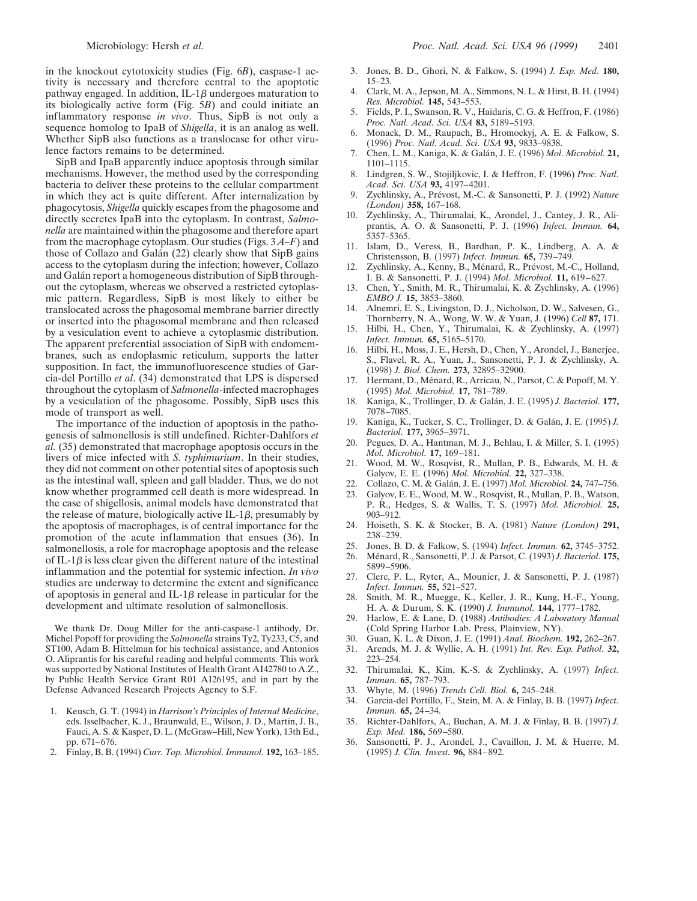in the knockout cytotoxicity studies (Fig. 6*B*), caspase-1 activity is necessary and therefore central to the apoptotic pathway engaged. In addition, IL-1$\beta$ undergoes maturation to its biologically active form (Fig. 5*B*) and could initiate an inflammatory response *in vivo*. Thus, SipB is not only a sequence homolog to IpaB of *Shigella*, it is an analog as well. Whether SipB also functions as a translocase for other virulence factors remains to be determined.

SipB and IpaB apparently induce apoptosis through similar mechanisms. However, the method used by the corresponding bacteria to deliver these proteins to the cellular compartment in which they act is quite different. After internalization by phagocytosis, *Shigella* quickly escapes from the phagosome and directly secretes IpaB into the cytoplasm. In contrast, *Salmonella* are maintained within the phagosome and therefore apart from the macrophage cytoplasm. Our studies (Figs. 3*A–F*) and those of Collazo and Galán (22) clearly show that SipB gains access to the cytoplasm during the infection; however, Collazo and Galán report a homogeneous distribution of SipB throughout the cytoplasm, whereas we observed a restricted cytoplasmic pattern. Regardless, SipB is most likely to either be translocated across the phagosomal membrane barrier directly or inserted into the phagosomal membrane and then released by a vesiculation event to achieve a cytoplasmic distribution. The apparent preferential association of SipB with endomembranes, such as endoplasmic reticulum, supports the latter supposition. In fact, the immunofluorescence studies of Garcia-del Portillo *et al*. (34) demonstrated that LPS is dispersed throughout the cytoplasm of *Salmonella*-infected macrophages by a vesiculation of the phagosome. Possibly, SipB uses this mode of transport as well.

The importance of the induction of apoptosis in the pathogenesis of salmonellosis is still undefined. Richter-Dahlfors *et al.* (35) demonstrated that macrophage apoptosis occurs in the livers of mice infected with *S. typhimurium*. In their studies, they did not comment on other potential sites of apoptosis such as the intestinal wall, spleen and gall bladder. Thus, we do not know whether programmed cell death is more widespread. In the case of shigellosis, animal models have demonstrated that the release of mature, biologically active IL-1$\beta$, presumably by the apoptosis of macrophages, is of central importance for the promotion of the acute inflammation that ensues (36). In salmonellosis, a role for macrophage apoptosis and the release of IL-1$\beta$ is less clear given the different nature of the intestinal inflammation and the potential for systemic infection. *In vivo* studies are underway to determine the extent and significance of apoptosis in general and IL-1$\beta$ release in particular for the development and ultimate resolution of salmonellosis.

We thank Dr. Doug Miller for the anti-caspase-1 antibody, Dr. Michel Popoff for providing the *Salmonella* strains Ty2, Ty233, C5, and ST100, Adam B. Hittelman for his technical assistance, and Antonios O. Aliprantis for his careful reading and helpful comments. This work was supported by National Institutes of Health Grant AI42780 to A.Z., by Public Health Service Grant R01 AI26195, and in part by the Defense Advanced Research Projects Agency to S.F.

1. Keusch, G. T. (1994) in *Harrison's Principles of Internal Medicine*, eds. Isselbacher, K. J., Braunwald, E., Wilson, J. D., Martin, J. B., Fauci, A. S. & Kasper, D. L. (McGraw–Hill, New York), 13th Ed., pp. 671–676.
2. Finlay, B. B. (1994) *Curr. Top. Microbiol. Immunol.* **192,** 163–185.
3. Jones, B. D., Ghori, N. & Falkow, S. (1994) *J. Exp. Med.* **180,** 15–23.
4. Clark, M. A., Jepson, M. A., Simmons, N. L. & Hirst, B. H. (1994) *Res. Microbiol.* **145,** 543–553.
5. Fields, P. I., Swanson, R. V., Haidaris, C. G. & Heffron, F. (1986) *Proc. Natl. Acad. Sci. USA* **83,** 5189–5193.
6. Monack, D. M., Raupach, B., Hromockyj, A. E. & Falkow, S. (1996) *Proc. Natl. Acad. Sci. USA* **93,** 9833–9838.
7. Chen, L. M., Kaniga, K. & Galán, J. E. (1996) *Mol. Microbiol.* **21,** 1101–1115.
8. Lindgren, S. W., Stojiljkovic, I. & Heffron, F. (1996) *Proc. Natl. Acad. Sci. USA* **93,** 4197–4201.
9. Zychlinsky, A., Prévost, M.-C. & Sansonetti, P. J. (1992) *Nature (London)* **358,** 167–168.
10. Zychlinsky, A., Thirumalai, K., Arondel, J., Cantey, J. R., Aliprantis, A. O. & Sansonetti, P. J. (1996) *Infect. Immun.* **64,** 5357–5365.
11. Islam, D., Veress, B., Bardhan, P. K., Lindberg, A. A. & Christensson, B. (1997) *Infect. Immun.* **65,** 739–749.
12. Zychlinsky, A., Kenny, B., Ménard, R., Prévost, M.-C., Holland, I. B. & Sansonetti, P. J. (1994) *Mol. Microbiol.* **11,** 619–627.
13. Chen, Y., Smith, M. R., Thirumalai, K. & Zychlinsky, A. (1996) *EMBO J.* **15,** 3853–3860.
14. Alnemri, E. S., Livingston, D. J., Nicholson, D. W., Salvesen, G., Thornberry, N. A., Wong, W. W. & Yuan, J. (1996) *Cell* **87,** 171.
15. Hilbi, H., Chen, Y., Thirumalai, K. & Zychlinsky, A. (1997) *Infect. Immun.* **65,** 5165–5170.
16. Hilbi, H., Moss, J. E., Hersh, D., Chen, Y., Arondel, J., Banerjee, S., Flavel, R. A., Yuan, J., Sansonetti, P. J. & Zychlinsky, A. (1998) *J. Biol. Chem.* **273,** 32895–32900.
17. Hermant, D., Ménard, R., Arricau, N., Parsot, C. & Popoff, M. Y. (1995) *Mol. Microbiol.* **17,** 781–789.
18. Kaniga, K., Trollinger, D. & Galán, J. E. (1995) *J. Bacteriol.* **177,** 7078–7085.
19. Kaniga, K., Tucker, S. C., Trollinger, D. & Galán, J. E. (1995) *J. Bacteriol.* **177,** 3965–3971.
20. Pegues, D. A., Hantman, M. J., Behlau, I. & Miller, S. I. (1995) *Mol. Microbiol.* **17,** 169–181.
21. Wood, M. W., Rosqvist, R., Mullan, P. B., Edwards, M. H. & Galyov, E. E. (1996) *Mol. Microbiol.* **22,** 327–338.
22. Collazo, C. M. & Galán, J. E. (1997) *Mol. Microbiol.* **24,** 747–756.
23. Galyov, E. E., Wood, M. W., Rosqvist, R., Mullan, P. B., Watson, P. R., Hedges, S. & Wallis, T. S. (1997) *Mol. Microbiol.* **25,** 903–912.
24. Hoiseth, S. K. & Stocker, B. A. (1981) *Nature (London)* **291,** 238–239.
25. Jones, B. D. & Falkow, S. (1994) *Infect. Immun.* **62,** 3745–3752.
26. Ménard, R., Sansonetti, P. J. & Parsot, C. (1993) *J. Bacteriol.* **175,** 5899–5906.
27. Clerc, P. L., Ryter, A., Mounier, J. & Sansonetti, P. J. (1987) *Infect. Immun.* **55,** 521–527.
28. Smith, M. R., Muegge, K., Keller, J. R., Kung, H.-F., Young, H. A. & Durum, S. K. (1990) *J. Immunol.* **144,** 1777–1782.
29. Harlow, E. & Lane, D. (1988) *Antibodies: A Laboratory Manual* (Cold Spring Harbor Lab. Press, Plainview, NY).
30. Guan, K. L. & Dixon, J. E. (1991) *Anal. Biochem.* **192,** 262–267.
31. Arends, M. J. & Wyllie, A. H. (1991) *Int. Rev. Exp. Pathol.* **32,** 223–254.
32. Thirumalai, K., Kim, K.-S. & Zychlinsky, A. (1997) *Infect. Immun.* **65,** 787–793.
33. Whyte, M. (1996) *Trends Cell. Biol.* **6,** 245–248.
34. Garcia-del Portillo, F., Stein, M. A. & Finlay, B. B. (1997) *Infect. Immun.* **65,** 24–34.
35. Richter-Dahlfors, A., Buchan, A. M. J. & Finlay, B. B. (1997) *J. Exp. Med.* **186,** 569–580.
36. Sansonetti, P. J., Arondel, J., Cavaillon, J. M. & Huerre, M. (1995) *J. Clin. Invest.* **96,** 884–892.